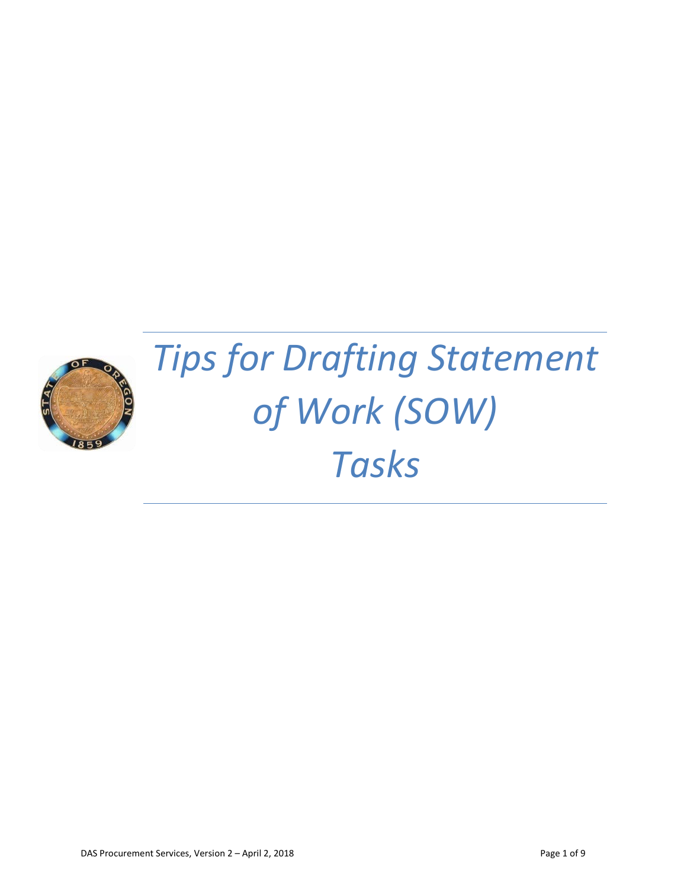# *Tips for Drafting Statement of Work (SOW) Tasks*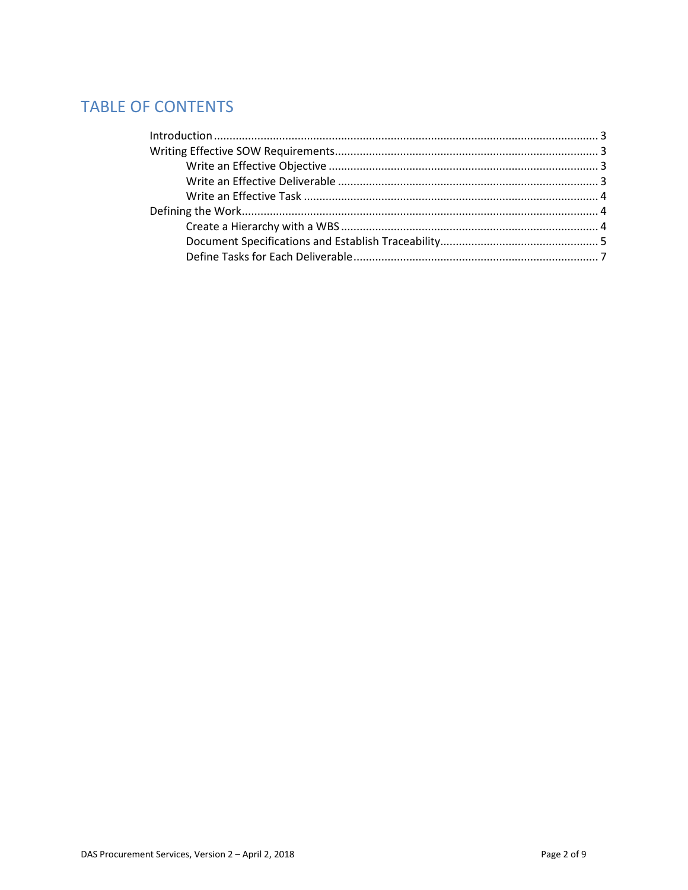# TABLE OF CONTENTS

- Introduction ........................................................................................................................ 3
- Writing Effective SOW Requirements................................................................................... 3
  - Write an Effective Objective ..................................................................................... 3
  - Write an Effective Deliverable .................................................................................. 3
  - Write an Effective Task ............................................................................................. 4
- Defining the Work................................................................................................................. 4
  - Create a Hierarchy with a WBS ................................................................................. 4
  - Document Specifications and Establish Traceability.................................................. 5
  - Define Tasks for Each Deliverable............................................................................. 7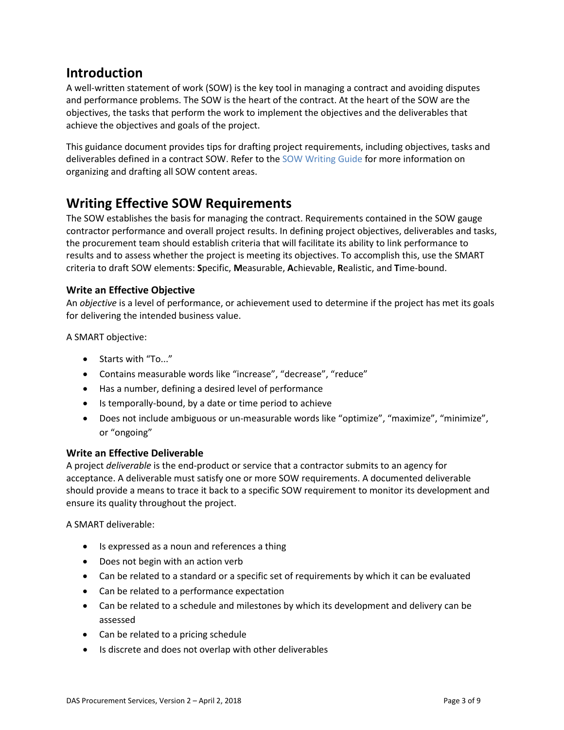## Introduction

A well-written statement of work (SOW) is the key tool in managing a contract and avoiding disputes and performance problems. The SOW is the heart of the contract. At the heart of the SOW are the objectives, the tasks that perform the work to implement the objectives and the deliverables that achieve the objectives and goals of the project.

This guidance document provides tips for drafting project requirements, including objectives, tasks and deliverables defined in a contract SOW. Refer to the SOW Writing Guide for more information on organizing and drafting all SOW content areas.

## Writing Effective SOW Requirements

The SOW establishes the basis for managing the contract. Requirements contained in the SOW gauge contractor performance and overall project results. In defining project objectives, deliverables and tasks, the procurement team should establish criteria that will facilitate its ability to link performance to results and to assess whether the project is meeting its objectives. To accomplish this, use the SMART criteria to draft SOW elements: **S**pecific, **M**easurable, **A**chievable, **R**ealistic, and **T**ime-bound.

### Write an Effective Objective

An *objective* is a level of performance, or achievement used to determine if the project has met its goals for delivering the intended business value.

A SMART objective:

- Starts with “To...”
- Contains measurable words like “increase”, “decrease”, “reduce”
- Has a number, defining a desired level of performance
- Is temporally-bound, by a date or time period to achieve
- Does not include ambiguous or un-measurable words like “optimize”, “maximize”, “minimize”, or “ongoing”

### Write an Effective Deliverable

A project *deliverable* is the end-product or service that a contractor submits to an agency for acceptance. A deliverable must satisfy one or more SOW requirements. A documented deliverable should provide a means to trace it back to a specific SOW requirement to monitor its development and ensure its quality throughout the project.

A SMART deliverable:

- Is expressed as a noun and references a thing
- Does not begin with an action verb
- Can be related to a standard or a specific set of requirements by which it can be evaluated
- Can be related to a performance expectation
- Can be related to a schedule and milestones by which its development and delivery can be assessed
- Can be related to a pricing schedule
- Is discrete and does not overlap with other deliverables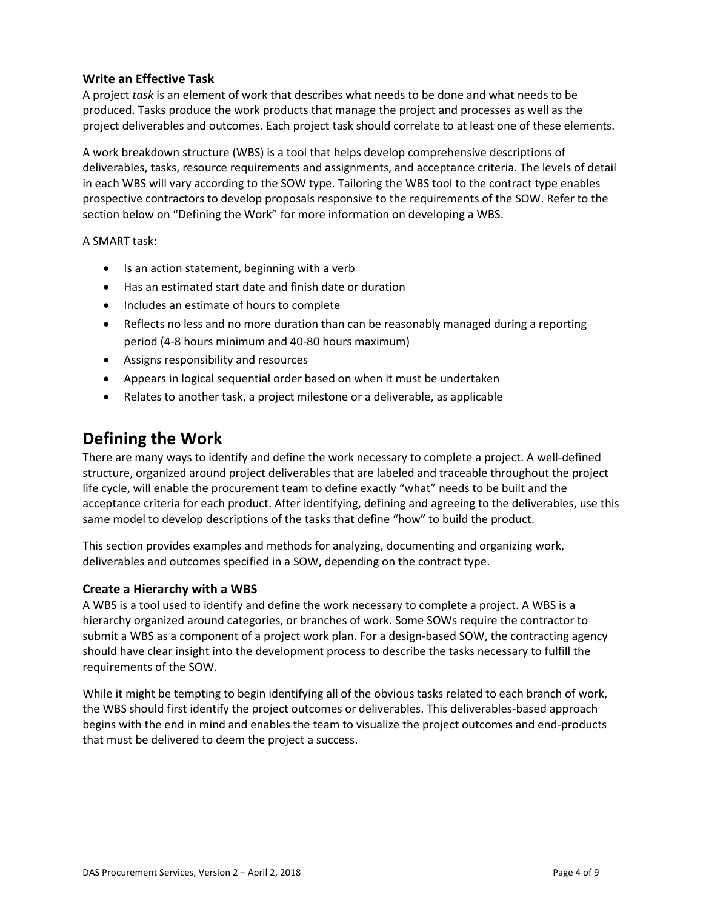### Write an Effective Task

A project *task* is an element of work that describes what needs to be done and what needs to be produced. Tasks produce the work products that manage the project and processes as well as the project deliverables and outcomes. Each project task should correlate to at least one of these elements.

A work breakdown structure (WBS) is a tool that helps develop comprehensive descriptions of deliverables, tasks, resource requirements and assignments, and acceptance criteria. The levels of detail in each WBS will vary according to the SOW type. Tailoring the WBS tool to the contract type enables prospective contractors to develop proposals responsive to the requirements of the SOW. Refer to the section below on "Defining the Work" for more information on developing a WBS.

A SMART task:

- Is an action statement, beginning with a verb
- Has an estimated start date and finish date or duration
- Includes an estimate of hours to complete
- Reflects no less and no more duration than can be reasonably managed during a reporting period (4-8 hours minimum and 40-80 hours maximum)
- Assigns responsibility and resources
- Appears in logical sequential order based on when it must be undertaken
- Relates to another task, a project milestone or a deliverable, as applicable

## Defining the Work

There are many ways to identify and define the work necessary to complete a project. A well-defined structure, organized around project deliverables that are labeled and traceable throughout the project life cycle, will enable the procurement team to define exactly "what" needs to be built and the acceptance criteria for each product. After identifying, defining and agreeing to the deliverables, use this same model to develop descriptions of the tasks that define "how" to build the product.

This section provides examples and methods for analyzing, documenting and organizing work, deliverables and outcomes specified in a SOW, depending on the contract type.

### Create a Hierarchy with a WBS

A WBS is a tool used to identify and define the work necessary to complete a project. A WBS is a hierarchy organized around categories, or branches of work. Some SOWs require the contractor to submit a WBS as a component of a project work plan. For a design-based SOW, the contracting agency should have clear insight into the development process to describe the tasks necessary to fulfill the requirements of the SOW.

While it might be tempting to begin identifying all of the obvious tasks related to each branch of work, the WBS should first identify the project outcomes or deliverables. This deliverables-based approach begins with the end in mind and enables the team to visualize the project outcomes and end-products that must be delivered to deem the project a success.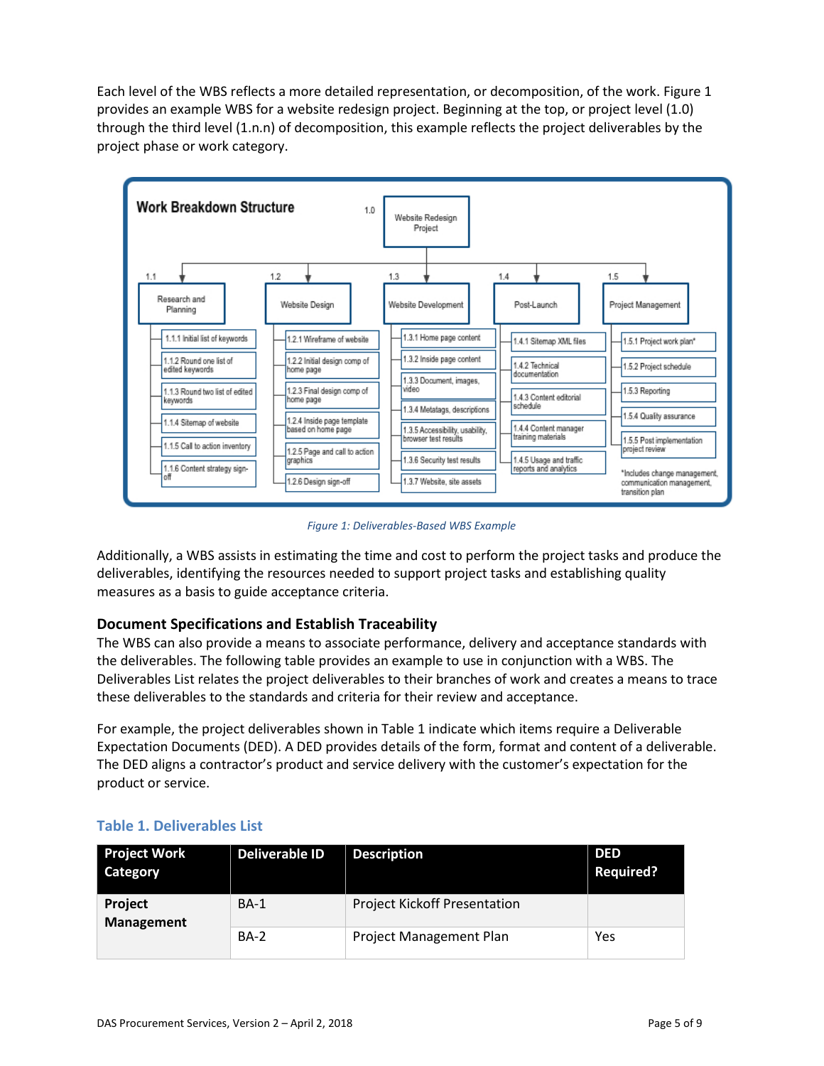Each level of the WBS reflects a more detailed representation, or decomposition, of the work. Figure 1 provides an example WBS for a website redesign project. Beginning at the top, or project level (1.0) through the third level (1.n.n) of decomposition, this example reflects the project deliverables by the project phase or work category.

**Work Breakdown Structure**

- 1.0 Website Redesign Project
  - 1.1 Research and Planning
    - 1.1.1 Initial list of keywords
    - 1.1.2 Round one list of edited keywords
    - 1.1.3 Round two list of edited keywords
    - 1.1.4 Sitemap of website
    - 1.1.5 Call to action inventory
    - 1.1.6 Content strategy sign-off
  - 1.2 Website Design
    - 1.2.1 Wireframe of website
    - 1.2.2 Initial design comp of home page
    - 1.2.3 Final design comp of home page
    - 1.2.4 Inside page template based on home page
    - 1.2.5 Page and call to action graphics
    - 1.2.6 Design sign-off
  - 1.3 Website Development
    - 1.3.1 Home page content
    - 1.3.2 Inside page content
    - 1.3.3 Document, images, video
    - 1.3.4 Metatags, descriptions
    - 1.3.5 Accessibility, usability, browser test results
    - 1.3.6 Security test results
    - 1.3.7 Website, site assets
  - 1.4 Post-Launch
    - 1.4.1 Sitemap XML files
    - 1.4.2 Technical documentation
    - 1.4.3 Content editorial schedule
    - 1.4.4 Content manager training materials
    - 1.4.5 Usage and traffic reports and analytics
  - 1.5 Project Management
    - 1.5.1 Project work plan*
    - 1.5.2 Project schedule
    - 1.5.3 Reporting
    - 1.5.4 Quality assurance
    - 1.5.5 Post implementation project review

*Includes change management, communication management, transition plan

*Figure 1: Deliverables-Based WBS Example*

Additionally, a WBS assists in estimating the time and cost to perform the project tasks and produce the deliverables, identifying the resources needed to support project tasks and establishing quality measures as a basis to guide acceptance criteria.

### Document Specifications and Establish Traceability

The WBS can also provide a means to associate performance, delivery and acceptance standards with the deliverables. The following table provides an example to use in conjunction with a WBS. The Deliverables List relates the project deliverables to their branches of work and creates a means to trace these deliverables to the standards and criteria for their review and acceptance.

For example, the project deliverables shown in Table 1 indicate which items require a Deliverable Expectation Documents (DED). A DED provides details of the form, format and content of a deliverable. The DED aligns a contractor's product and service delivery with the customer's expectation for the product or service.

#### Table 1. Deliverables List

| Project Work Category | Deliverable ID | Description | DED Required? |
|---|---|---|---|
| **Project Management** | BA-1 | Project Kickoff Presentation | |
| | BA-2 | Project Management Plan | Yes |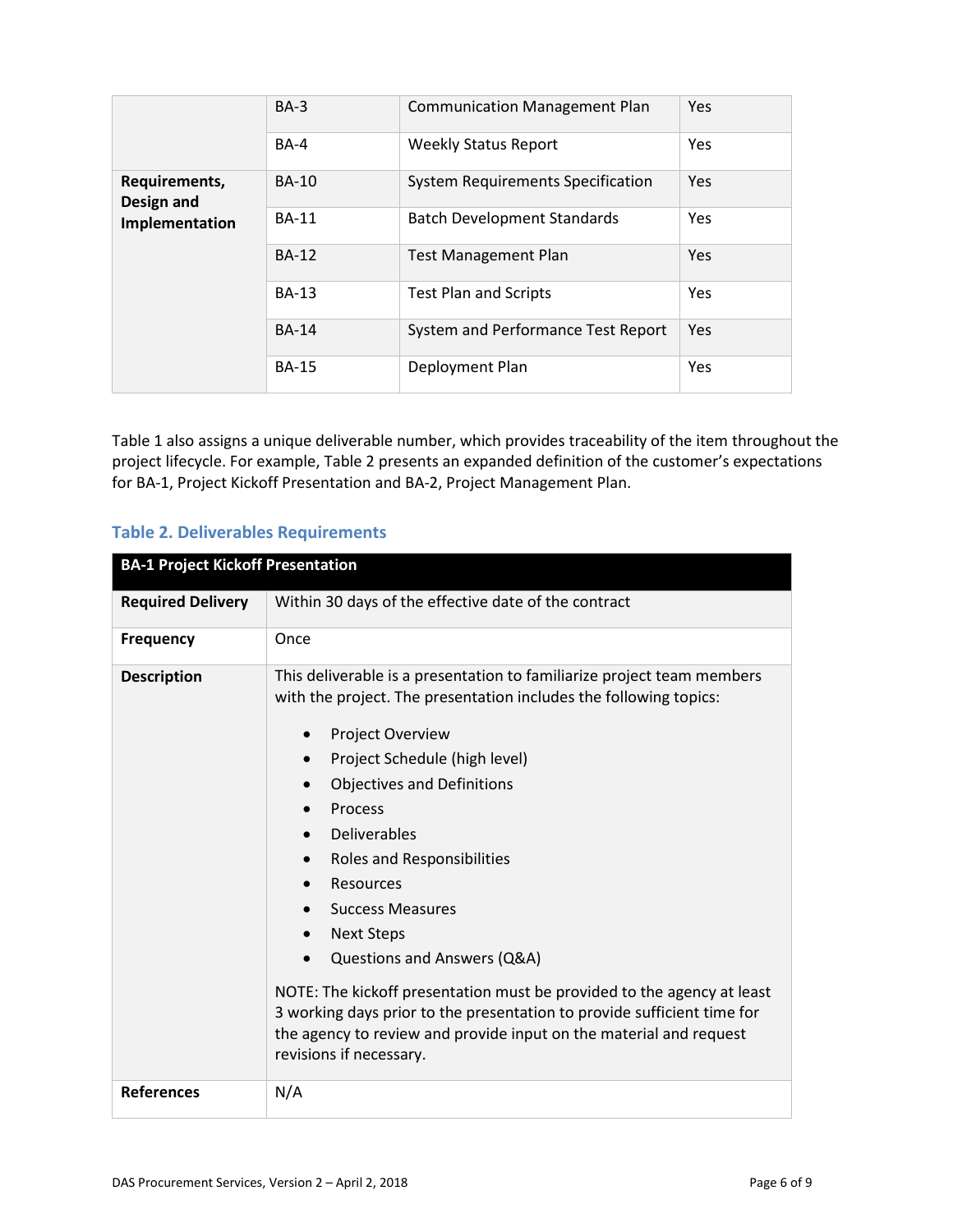| | | | |
|---|---|---|---|
| | BA-3 | Communication Management Plan | Yes |
| | BA-4 | Weekly Status Report | Yes |
| **Requirements, Design and Implementation** | BA-10 | System Requirements Specification | Yes |
| | BA-11 | Batch Development Standards | Yes |
| | BA-12 | Test Management Plan | Yes |
| | BA-13 | Test Plan and Scripts | Yes |
| | BA-14 | System and Performance Test Report | Yes |
| | BA-15 | Deployment Plan | Yes |

Table 1 also assigns a unique deliverable number, which provides traceability of the item throughout the project lifecycle. For example, Table 2 presents an expanded definition of the customer's expectations for BA-1, Project Kickoff Presentation and BA-2, Project Management Plan.

### Table 2. Deliverables Requirements

| **BA-1 Project Kickoff Presentation** | |
|---|---|
| **Required Delivery** | Within 30 days of the effective date of the contract |
| **Frequency** | Once |
| **Description** | This deliverable is a presentation to familiarize project team members with the project. The presentation includes the following topics:<br><br>• Project Overview<br>• Project Schedule (high level)<br>• Objectives and Definitions<br>• Process<br>• Deliverables<br>• Roles and Responsibilities<br>• Resources<br>• Success Measures<br>• Next Steps<br>• Questions and Answers (Q&A)<br><br>NOTE: The kickoff presentation must be provided to the agency at least 3 working days prior to the presentation to provide sufficient time for the agency to review and provide input on the material and request revisions if necessary. |
| **References** | N/A |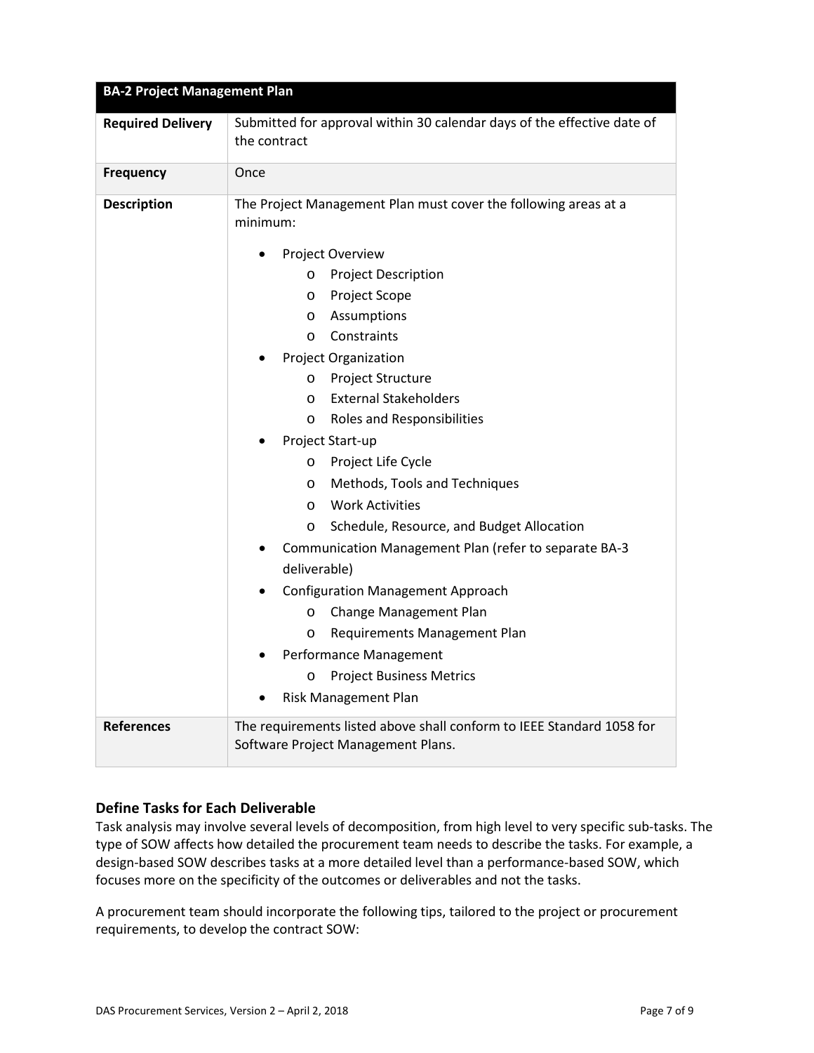| BA-2 Project Management Plan | |
|---|---|
| **Required Delivery** | Submitted for approval within 30 calendar days of the effective date of the contract |
| **Frequency** | Once |
| **Description** | The Project Management Plan must cover the following areas at a minimum:<br>• Project Overview<br>&nbsp;&nbsp;o Project Description<br>&nbsp;&nbsp;o Project Scope<br>&nbsp;&nbsp;o Assumptions<br>&nbsp;&nbsp;o Constraints<br>• Project Organization<br>&nbsp;&nbsp;o Project Structure<br>&nbsp;&nbsp;o External Stakeholders<br>&nbsp;&nbsp;o Roles and Responsibilities<br>• Project Start-up<br>&nbsp;&nbsp;o Project Life Cycle<br>&nbsp;&nbsp;o Methods, Tools and Techniques<br>&nbsp;&nbsp;o Work Activities<br>&nbsp;&nbsp;o Schedule, Resource, and Budget Allocation<br>• Communication Management Plan (refer to separate BA-3 deliverable)<br>• Configuration Management Approach<br>&nbsp;&nbsp;o Change Management Plan<br>&nbsp;&nbsp;o Requirements Management Plan<br>• Performance Management<br>&nbsp;&nbsp;o Project Business Metrics<br>• Risk Management Plan |
| **References** | The requirements listed above shall conform to IEEE Standard 1058 for Software Project Management Plans. |

### Define Tasks for Each Deliverable

Task analysis may involve several levels of decomposition, from high level to very specific sub-tasks. The type of SOW affects how detailed the procurement team needs to describe the tasks. For example, a design-based SOW describes tasks at a more detailed level than a performance-based SOW, which focuses more on the specificity of the outcomes or deliverables and not the tasks.

A procurement team should incorporate the following tips, tailored to the project or procurement requirements, to develop the contract SOW: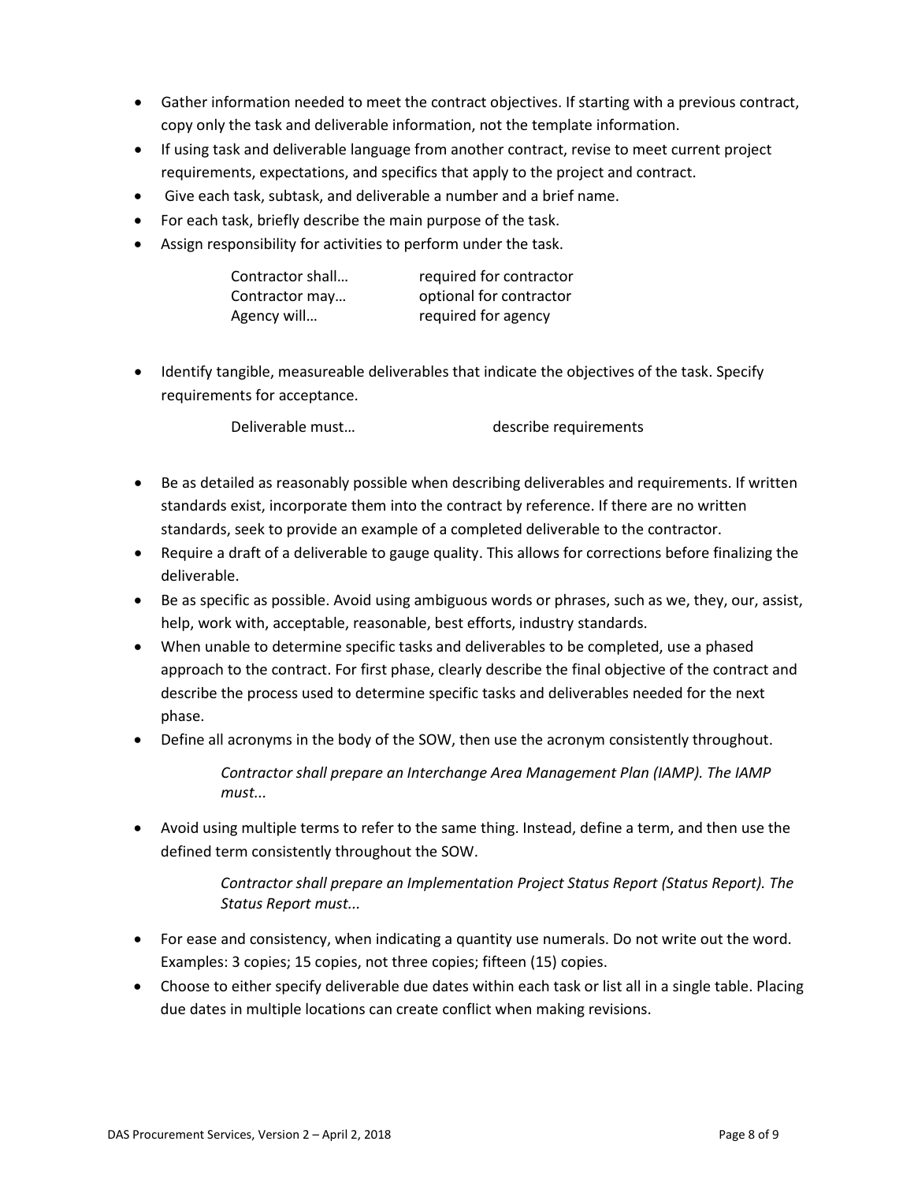- Gather information needed to meet the contract objectives. If starting with a previous contract, copy only the task and deliverable information, not the template information.
- If using task and deliverable language from another contract, revise to meet current project requirements, expectations, and specifics that apply to the project and contract.
- Give each task, subtask, and deliverable a number and a brief name.
- For each task, briefly describe the main purpose of the task.
- Assign responsibility for activities to perform under the task.

| | |
|---|---|
| Contractor shall… | required for contractor |
| Contractor may… | optional for contractor |
| Agency will… | required for agency |

- Identify tangible, measureable deliverables that indicate the objectives of the task. Specify requirements for acceptance.

| | |
|---|---|
| Deliverable must… | describe requirements |

- Be as detailed as reasonably possible when describing deliverables and requirements. If written standards exist, incorporate them into the contract by reference. If there are no written standards, seek to provide an example of a completed deliverable to the contractor.
- Require a draft of a deliverable to gauge quality. This allows for corrections before finalizing the deliverable.
- Be as specific as possible. Avoid using ambiguous words or phrases, such as we, they, our, assist, help, work with, acceptable, reasonable, best efforts, industry standards.
- When unable to determine specific tasks and deliverables to be completed, use a phased approach to the contract. For first phase, clearly describe the final objective of the contract and describe the process used to determine specific tasks and deliverables needed for the next phase.
- Define all acronyms in the body of the SOW, then use the acronym consistently throughout.

    *Contractor shall prepare an Interchange Area Management Plan (IAMP). The IAMP must...*

- Avoid using multiple terms to refer to the same thing. Instead, define a term, and then use the defined term consistently throughout the SOW.

    *Contractor shall prepare an Implementation Project Status Report (Status Report). The Status Report must...*

- For ease and consistency, when indicating a quantity use numerals. Do not write out the word. Examples: 3 copies; 15 copies, not three copies; fifteen (15) copies.
- Choose to either specify deliverable due dates within each task or list all in a single table. Placing due dates in multiple locations can create conflict when making revisions.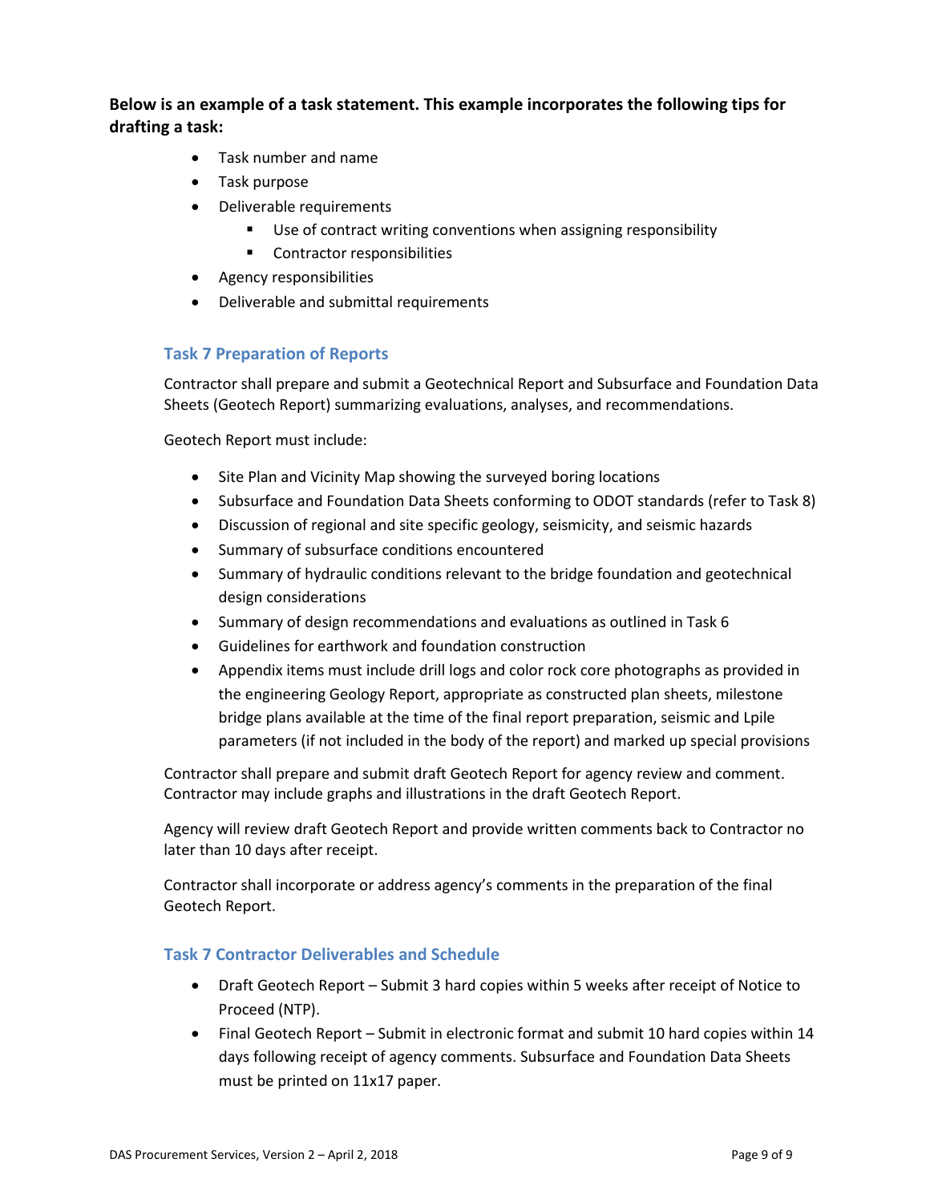**Below is an example of a task statement. This example incorporates the following tips for drafting a task:**

- Task number and name
- Task purpose
- Deliverable requirements
  - Use of contract writing conventions when assigning responsibility
  - Contractor responsibilities
- Agency responsibilities
- Deliverable and submittal requirements

### Task 7 Preparation of Reports

Contractor shall prepare and submit a Geotechnical Report and Subsurface and Foundation Data Sheets (Geotech Report) summarizing evaluations, analyses, and recommendations.

Geotech Report must include:

- Site Plan and Vicinity Map showing the surveyed boring locations
- Subsurface and Foundation Data Sheets conforming to ODOT standards (refer to Task 8)
- Discussion of regional and site specific geology, seismicity, and seismic hazards
- Summary of subsurface conditions encountered
- Summary of hydraulic conditions relevant to the bridge foundation and geotechnical design considerations
- Summary of design recommendations and evaluations as outlined in Task 6
- Guidelines for earthwork and foundation construction
- Appendix items must include drill logs and color rock core photographs as provided in the engineering Geology Report, appropriate as constructed plan sheets, milestone bridge plans available at the time of the final report preparation, seismic and Lpile parameters (if not included in the body of the report) and marked up special provisions

Contractor shall prepare and submit draft Geotech Report for agency review and comment. Contractor may include graphs and illustrations in the draft Geotech Report.

Agency will review draft Geotech Report and provide written comments back to Contractor no later than 10 days after receipt.

Contractor shall incorporate or address agency's comments in the preparation of the final Geotech Report.

### Task 7 Contractor Deliverables and Schedule

- Draft Geotech Report – Submit 3 hard copies within 5 weeks after receipt of Notice to Proceed (NTP).
- Final Geotech Report – Submit in electronic format and submit 10 hard copies within 14 days following receipt of agency comments. Subsurface and Foundation Data Sheets must be printed on 11x17 paper.